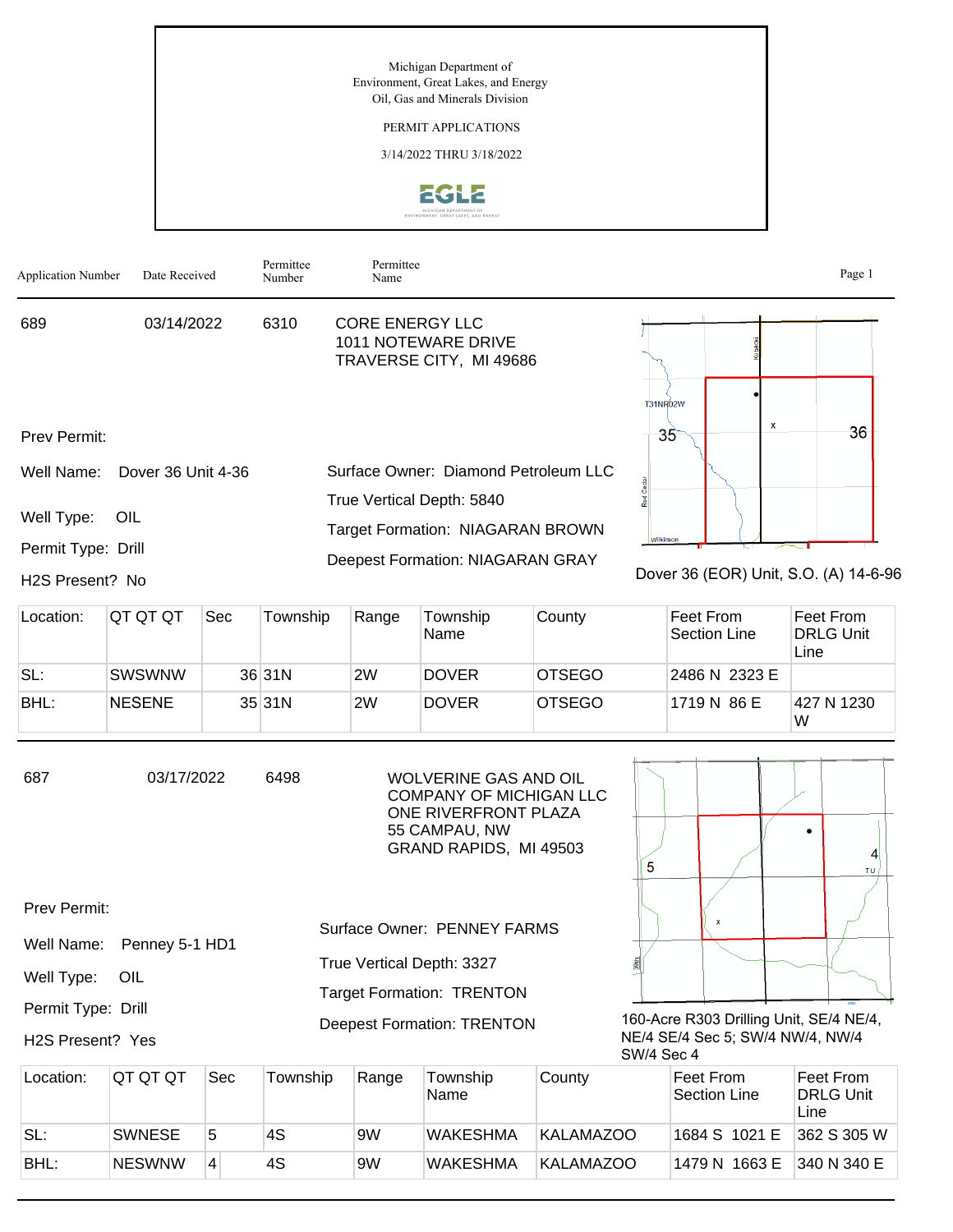Michigan Department of
Environment, Great Lakes, and Energy
Oil, Gas and Minerals Division

PERMIT APPLICATIONS

3/14/2022 THRU 3/18/2022

| Application Number | Date Received | Permittee Number | Permittee Name |
|---|---|---|---|

---

**689** | 03/14/2022 | 6310 | CORE ENERGY LLC
1011 NOTEWARE DRIVE
TRAVERSE CITY, MI 49686

Prev Permit:

Well Name: Dover 36 Unit 4-36

Well Type: OIL

Permit Type: Drill

H2S Present? No

Surface Owner: Diamond Petroleum LLC

True Vertical Depth: 5840

Target Formation: NIAGARAN BROWN

Deepest Formation: NIAGARAN GRAY

Dover 36 (EOR) Unit, S.O. (A) 14-6-96

| Location: | QT QT QT | Sec | Township | Range | Township Name | County | Feet From Section Line | Feet From DRLG Unit Line |
|---|---|---|---|---|---|---|---|---|
| SL: | SWSWNW | 36 | 31N | 2W | DOVER | OTSEGO | 2486 N 2323 E | |
| BHL: | NESENE | 35 | 31N | 2W | DOVER | OTSEGO | 1719 N 86 E | 427 N 1230 W |

---

**687** | 03/17/2022 | 6498 | WOLVERINE GAS AND OIL COMPANY OF MICHIGAN LLC
ONE RIVERFRONT PLAZA
55 CAMPAU, NW
GRAND RAPIDS, MI 49503

Prev Permit:

Well Name: Penney 5-1 HD1

Well Type: OIL

Permit Type: Drill

H2S Present? Yes

Surface Owner: PENNEY FARMS

True Vertical Depth: 3327

Target Formation: TRENTON

Deepest Formation: TRENTON

160-Acre R303 Drilling Unit, SE/4 NE/4, NE/4 SE/4 Sec 5; SW/4 NW/4, NW/4 SW/4 Sec 4

| Location: | QT QT QT | Sec | Township | Range | Township Name | County | Feet From Section Line | Feet From DRLG Unit Line |
|---|---|---|---|---|---|---|---|---|
| SL: | SWNESE | 5 | 4S | 9W | WAKESHMA | KALAMAZOO | 1684 S 1021 E | 362 S 305 W |
| BHL: | NESWNW | 4 | 4S | 9W | WAKESHMA | KALAMAZOO | 1479 N 1663 E | 340 N 340 E |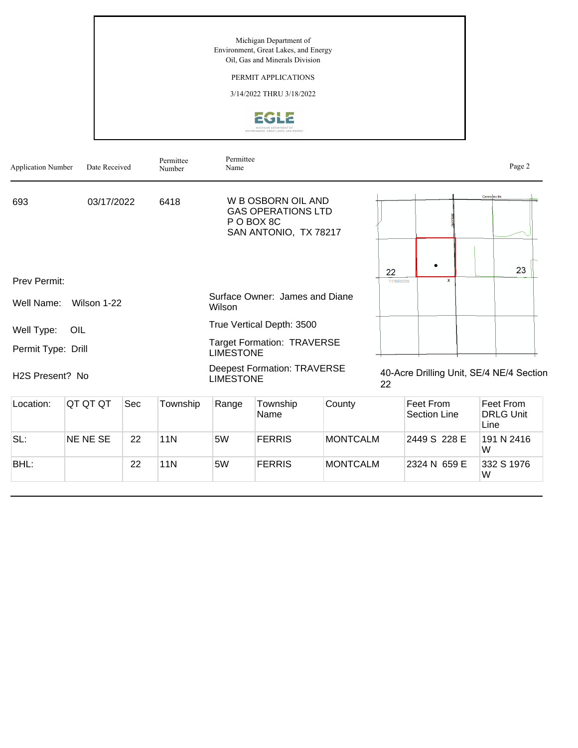Michigan Department of
Environment, Great Lakes, and Energy
Oil, Gas and Minerals Division

PERMIT APPLICATIONS

3/14/2022 THRU 3/18/2022

| Application Number | Date Received | Permittee Number | Permittee Name |
|---|---|---|---|
| 693 | 03/17/2022 | 6418 | W B OSBORN OIL AND GAS OPERATIONS LTD<br>P O BOX 8C<br>SAN ANTONIO, TX 78217 |

Prev Permit:

Well Name: Wilson 1-22

Well Type: OIL

Permit Type: Drill

H2S Present? No

Surface Owner: James and Diane Wilson

True Vertical Depth: 3500

Target Formation: TRAVERSE LIMESTONE

Deepest Formation: TRAVERSE LIMESTONE

40-Acre Drilling Unit, SE/4 NE/4 Section 22

| Location: | QT QT QT | Sec | Township | Range | Township Name | County | Feet From Section Line | Feet From DRLG Unit Line |
|---|---|---|---|---|---|---|---|---|
| SL: | NE NE SE | 22 | 11N | 5W | FERRIS | MONTCALM | 2449 S 228 E | 191 N 2416 W |
| BHL: | | 22 | 11N | 5W | FERRIS | MONTCALM | 2324 N 659 E | 332 S 1976 W |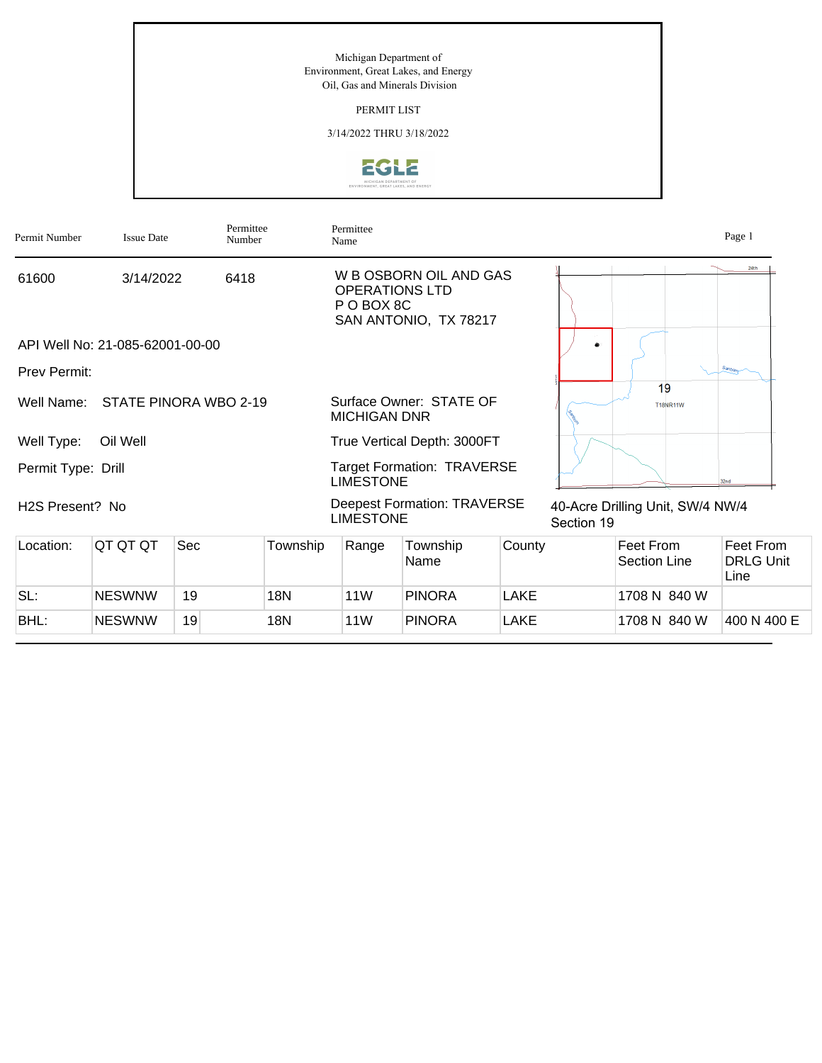Michigan Department of
Environment, Great Lakes, and Energy
Oil, Gas and Minerals Division

PERMIT LIST

3/14/2022 THRU 3/18/2022

| Permit Number | Issue Date | Permittee Number | Permittee Name |
|---|---|---|---|
| 61600 | 3/14/2022 | 6418 | W B OSBORN OIL AND GAS OPERATIONS LTD<br>P O BOX 8C<br>SAN ANTONIO, TX 78217 |

API Well No: 21-085-62001-00-00

Prev Permit:

Well Name: STATE PINORA WBO 2-19

Surface Owner: STATE OF MICHIGAN DNR

Well Type: Oil Well

True Vertical Depth: 3000FT

Permit Type: Drill

Target Formation: TRAVERSE LIMESTONE

H2S Present? No

Deepest Formation: TRAVERSE LIMESTONE

40-Acre Drilling Unit, SW/4 NW/4 Section 19

| Location: | QT QT QT | Sec | Township | Range | Township Name | County | Feet From Section Line | Feet From DRLG Unit Line |
|---|---|---|---|---|---|---|---|---|
| SL: | NESWNW | 19 | 18N | 11W | PINORA | LAKE | 1708 N 840 W | |
| BHL: | NESWNW | 19 | 18N | 11W | PINORA | LAKE | 1708 N 840 W | 400 N 400 E |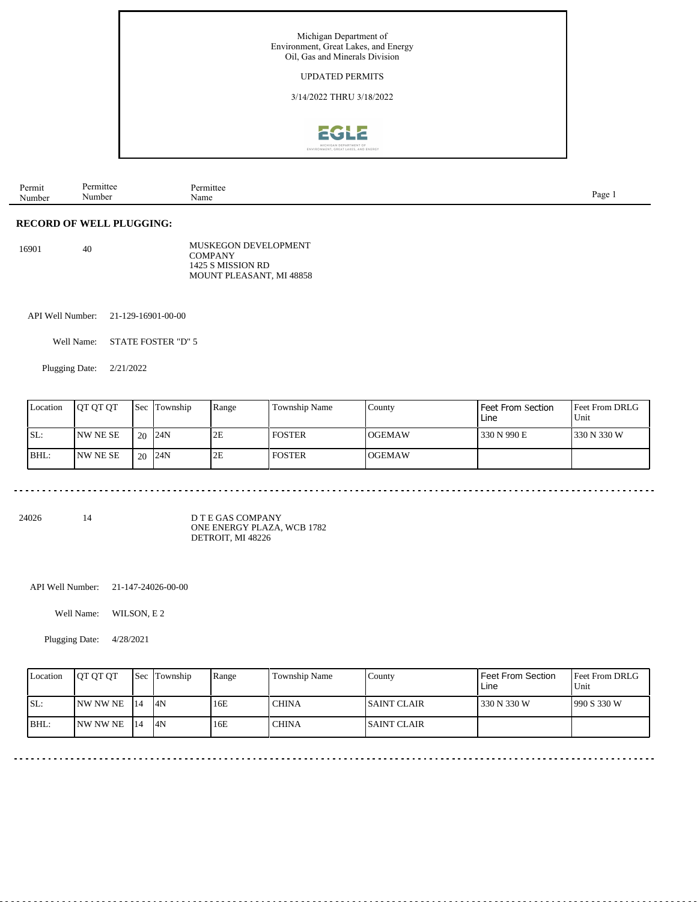Michigan Department of
Environment, Great Lakes, and Energy
Oil, Gas and Minerals Division

UPDATED PERMITS

3/14/2022 THRU 3/18/2022

| Permit Number | Permittee Number | Permittee Name |
|---|---|---|

## RECORD OF WELL PLUGGING:

16901 40 MUSKEGON DEVELOPMENT COMPANY
1425 S MISSION RD
MOUNT PLEASANT, MI 48858

API Well Number: 21-129-16901-00-00

Well Name: STATE FOSTER "D" 5

Plugging Date: 2/21/2022

| Location | QT QT QT | Sec | Township | Range | Township Name | County | Feet From Section Line | Feet From DRLG Unit |
|---|---|---|---|---|---|---|---|---|
| SL: | NW NE SE | 20 | 24N | 2E | FOSTER | OGEMAW | 330 N 990 E | 330 N 330 W |
| BHL: | NW NE SE | 20 | 24N | 2E | FOSTER | OGEMAW | | |

---

24026 14 D T E GAS COMPANY
ONE ENERGY PLAZA, WCB 1782
DETROIT, MI 48226

API Well Number: 21-147-24026-00-00

Well Name: WILSON, E 2

Plugging Date: 4/28/2021

| Location | QT QT QT | Sec | Township | Range | Township Name | County | Feet From Section Line | Feet From DRLG Unit |
|---|---|---|---|---|---|---|---|---|
| SL: | NW NW NE | 14 | 4N | 16E | CHINA | SAINT CLAIR | 330 N 330 W | 990 S 330 W |
| BHL: | NW NW NE | 14 | 4N | 16E | CHINA | SAINT CLAIR | | |

---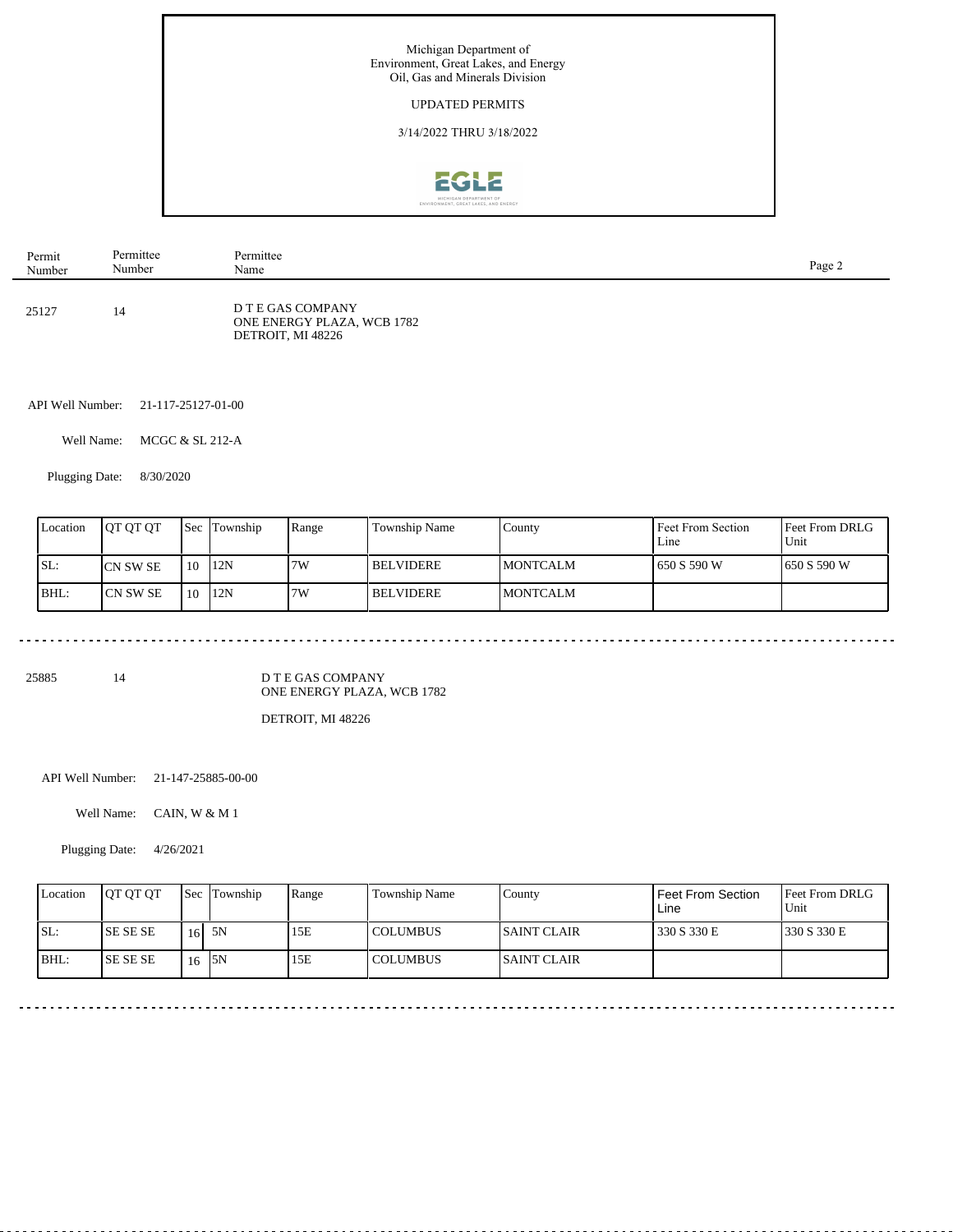Michigan Department of
Environment, Great Lakes, and Energy
Oil, Gas and Minerals Division

UPDATED PERMITS

3/14/2022 THRU 3/18/2022

| Permit Number | Permittee Number | Permittee Name |
|---|---|---|
| 25127 | 14 | D T E GAS COMPANY<br>ONE ENERGY PLAZA, WCB 1782<br>DETROIT, MI 48226 |

API Well Number: 21-117-25127-01-00

Well Name: MCGC & SL 212-A

Plugging Date: 8/30/2020

| Location | QT QT QT | Sec | Township | Range | Township Name | County | Feet From Section Line | Feet From DRLG Unit |
|---|---|---|---|---|---|---|---|---|
| SL: | CN SW SE | 10 | 12N | 7W | BELVIDERE | MONTCALM | 650 S 590 W | 650 S 590 W |
| BHL: | CN SW SE | 10 | 12N | 7W | BELVIDERE | MONTCALM | | |

---

| Permit Number | Permittee Number | Permittee Name |
|---|---|---|
| 25885 | 14 | D T E GAS COMPANY<br>ONE ENERGY PLAZA, WCB 1782<br>DETROIT, MI 48226 |

API Well Number: 21-147-25885-00-00

Well Name: CAIN, W & M 1

Plugging Date: 4/26/2021

| Location | QT QT QT | Sec | Township | Range | Township Name | County | Feet From Section Line | Feet From DRLG Unit |
|---|---|---|---|---|---|---|---|---|
| SL: | SE SE SE | 16 | 5N | 15E | COLUMBUS | SAINT CLAIR | 330 S 330 E | 330 S 330 E |
| BHL: | SE SE SE | 16 | 5N | 15E | COLUMBUS | SAINT CLAIR | | |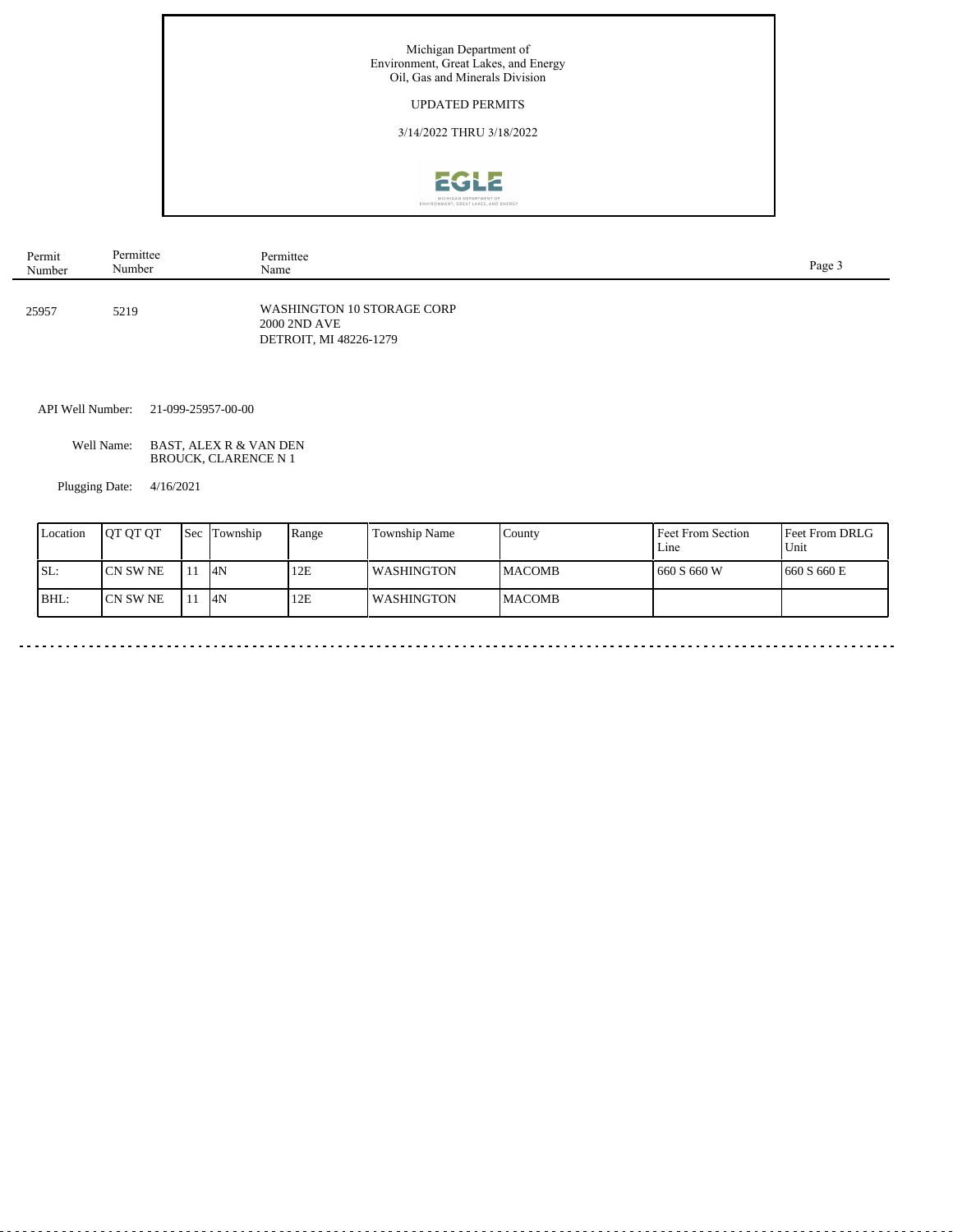Michigan Department of
Environment, Great Lakes, and Energy
Oil, Gas and Minerals Division

UPDATED PERMITS

3/14/2022 THRU 3/18/2022

| Permit Number | Permittee Number | Permittee Name |
|---|---|---|
| 25957 | 5219 | WASHINGTON 10 STORAGE CORP<br>2000 2ND AVE<br>DETROIT, MI 48226-1279 |

API Well Number: 21-099-25957-00-00

Well Name: BAST, ALEX R & VAN DEN BROUCK, CLARENCE N 1

Plugging Date: 4/16/2021

| Location | QT QT QT | Sec | Township | Range | Township Name | County | Feet From Section Line | Feet From DRLG Unit |
|---|---|---|---|---|---|---|---|---|
| SL: | CN SW NE | 11 | 4N | 12E | WASHINGTON | MACOMB | 660 S 660 W | 660 S 660 E |
| BHL: | CN SW NE | 11 | 4N | 12E | WASHINGTON | MACOMB | | |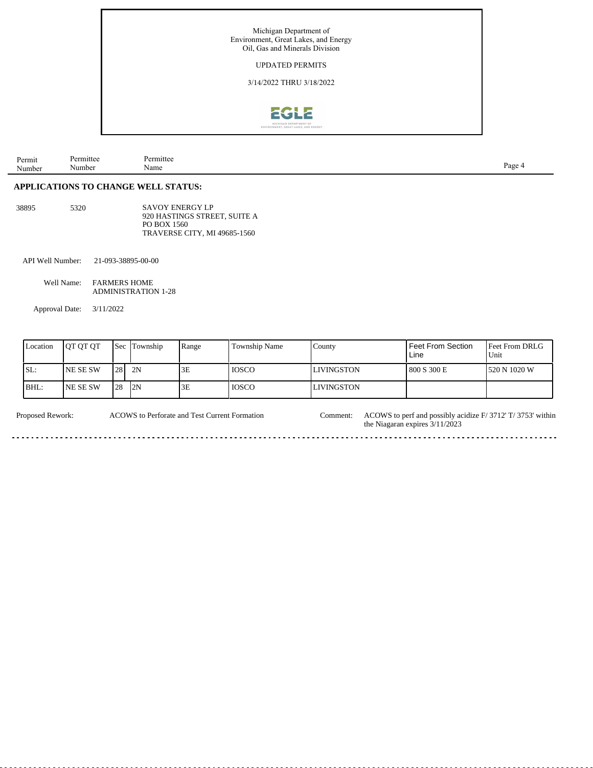Michigan Department of
Environment, Great Lakes, and Energy
Oil, Gas and Minerals Division

UPDATED PERMITS

3/14/2022 THRU 3/18/2022

| Permit Number | Permittee Number | Permittee Name |
|---|---|---|

## APPLICATIONS TO CHANGE WELL STATUS:

38895 5320 SAVOY ENERGY LP
920 HASTINGS STREET, SUITE A
PO BOX 1560
TRAVERSE CITY, MI 49685-1560

API Well Number: 21-093-38895-00-00

Well Name: FARMERS HOME ADMINISTRATION 1-28

Approval Date: 3/11/2022

| Location | QT QT QT | Sec | Township | Range | Township Name | County | Feet From Section Line | Feet From DRLG Unit |
|---|---|---|---|---|---|---|---|---|
| SL: | NE SE SW | 28 | 2N | 3E | IOSCO | LIVINGSTON | 800 S 300 E | 520 N 1020 W |
| BHL: | NE SE SW | 28 | 2N | 3E | IOSCO | LIVINGSTON | | |

Proposed Rework: ACOWS to Perforate and Test Current Formation

Comment: ACOWS to perf and possibly acidize F/ 3712' T/ 3753' within the Niagaran expires 3/11/2023